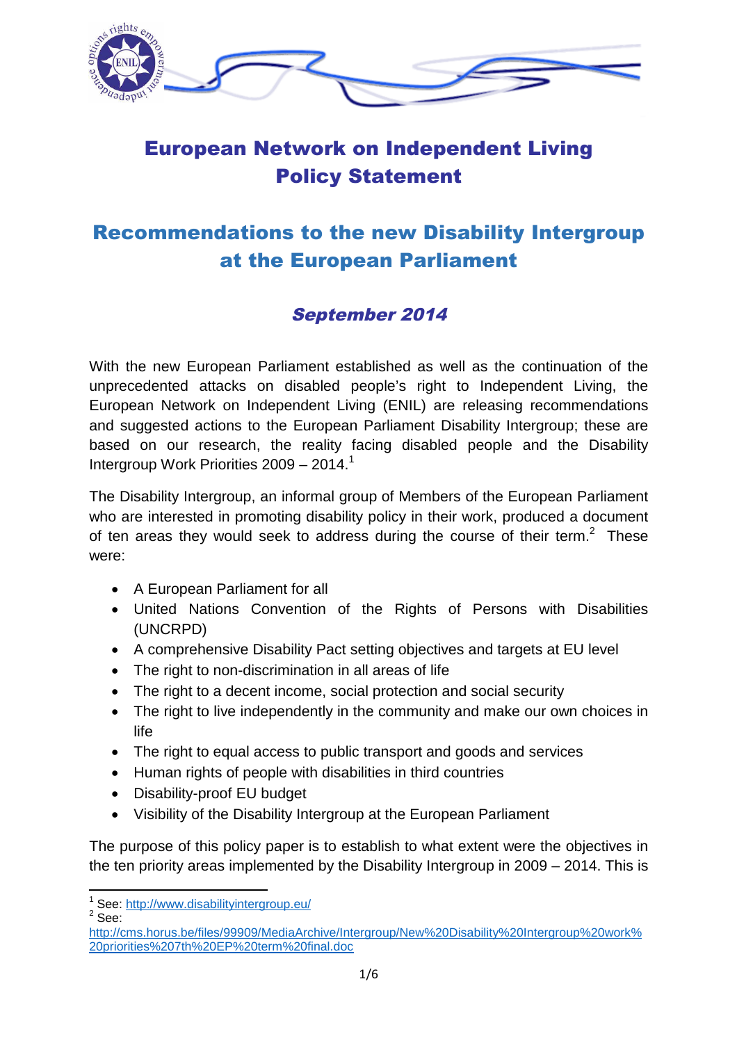# European Network on Independent Living Policy Statement

# Recommendations to the new Disability Intergroup at the European Parliament

## *September 2014*

With the new European Parliament established as well as the continuation of the unprecedented attacks on disabled people's right to Independent Living, the European Network on Independent Living (ENIL) are releasing recommendations and suggested actions to the European Parliament Disability Intergroup; these are based on our research, the reality facing disabled people and the Disability Intergroup Work Priorities 2009 – 2014.[1]

The Disability Intergroup, an informal group of Members of the European Parliament who are interested in promoting disability policy in their work, produced a document of ten areas they would seek to address during the course of their term.[2] These were:

- A European Parliament for all
- United Nations Convention of the Rights of Persons with Disabilities (UNCRPD)
- A comprehensive Disability Pact setting objectives and targets at EU level
- The right to non-discrimination in all areas of life
- The right to a decent income, social protection and social security
- The right to live independently in the community and make our own choices in life
- The right to equal access to public transport and goods and services
- Human rights of people with disabilities in third countries
- Disability-proof EU budget
- Visibility of the Disability Intergroup at the European Parliament

The purpose of this policy paper is to establish to what extent were the objectives in the ten priority areas implemented by the Disability Intergroup in 2009 – 2014. This is

---

[1] See: http://www.disabilityintergroup.eu/

[2] See: http://cms.horus.be/files/99909/MediaArchive/Intergroup/New%20Disability%20Intergroup%20work%20priorities%207th%20EP%20term%20final.doc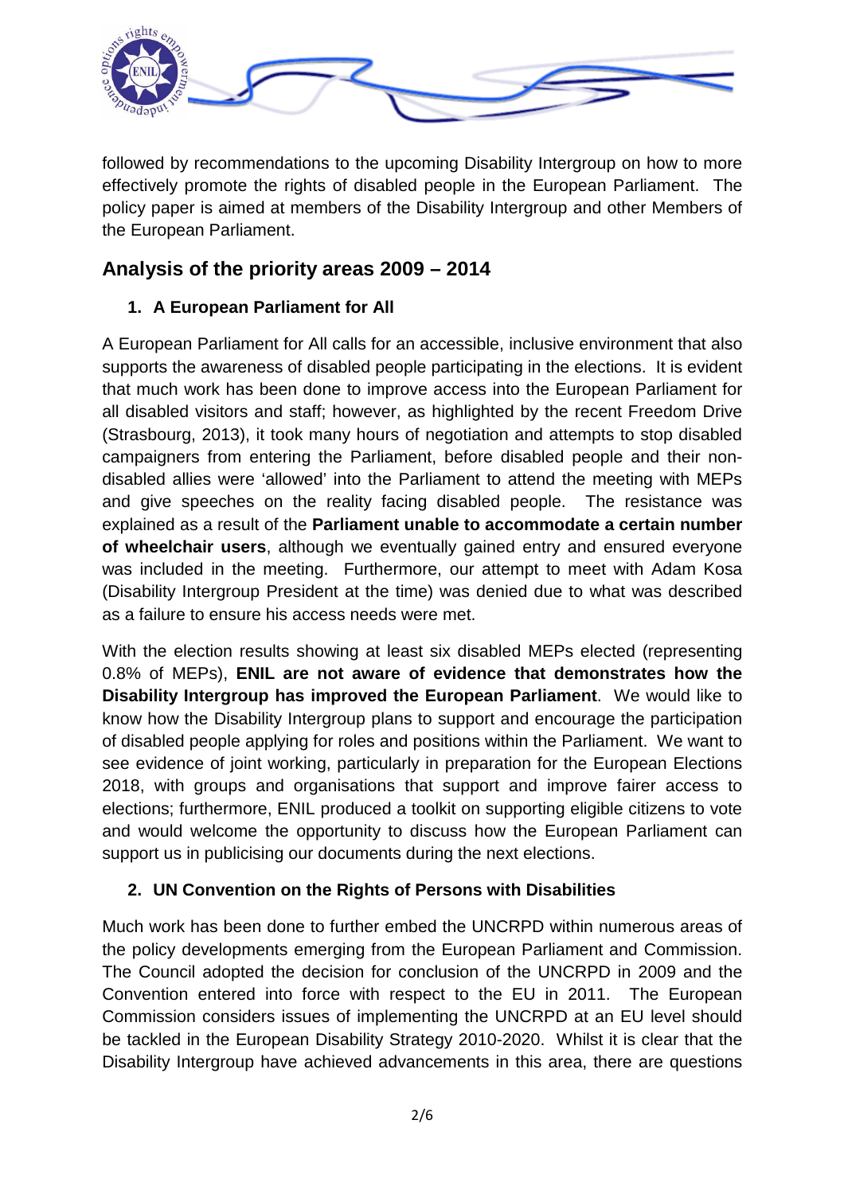followed by recommendations to the upcoming Disability Intergroup on how to more effectively promote the rights of disabled people in the European Parliament. The policy paper is aimed at members of the Disability Intergroup and other Members of the European Parliament.

## Analysis of the priority areas 2009 – 2014

### 1. A European Parliament for All

A European Parliament for All calls for an accessible, inclusive environment that also supports the awareness of disabled people participating in the elections. It is evident that much work has been done to improve access into the European Parliament for all disabled visitors and staff; however, as highlighted by the recent Freedom Drive (Strasbourg, 2013), it took many hours of negotiation and attempts to stop disabled campaigners from entering the Parliament, before disabled people and their non-disabled allies were 'allowed' into the Parliament to attend the meeting with MEPs and give speeches on the reality facing disabled people. The resistance was explained as a result of the **Parliament unable to accommodate a certain number of wheelchair users**, although we eventually gained entry and ensured everyone was included in the meeting. Furthermore, our attempt to meet with Adam Kosa (Disability Intergroup President at the time) was denied due to what was described as a failure to ensure his access needs were met.

With the election results showing at least six disabled MEPs elected (representing 0.8% of MEPs), **ENIL are not aware of evidence that demonstrates how the Disability Intergroup has improved the European Parliament**. We would like to know how the Disability Intergroup plans to support and encourage the participation of disabled people applying for roles and positions within the Parliament. We want to see evidence of joint working, particularly in preparation for the European Elections 2018, with groups and organisations that support and improve fairer access to elections; furthermore, ENIL produced a toolkit on supporting eligible citizens to vote and would welcome the opportunity to discuss how the European Parliament can support us in publicising our documents during the next elections.

### 2. UN Convention on the Rights of Persons with Disabilities

Much work has been done to further embed the UNCRPD within numerous areas of the policy developments emerging from the European Parliament and Commission. The Council adopted the decision for conclusion of the UNCRPD in 2009 and the Convention entered into force with respect to the EU in 2011. The European Commission considers issues of implementing the UNCRPD at an EU level should be tackled in the European Disability Strategy 2010-2020. Whilst it is clear that the Disability Intergroup have achieved advancements in this area, there are questions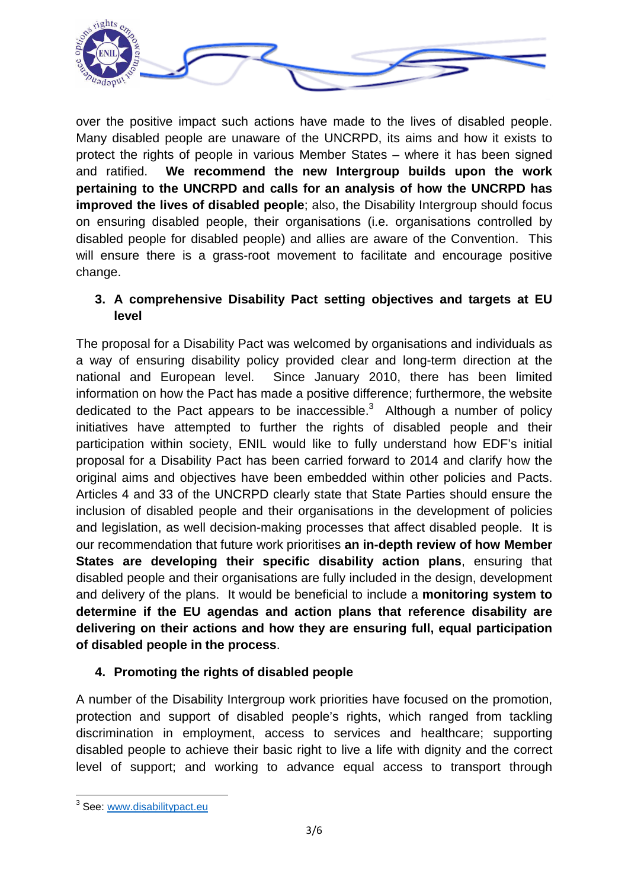over the positive impact such actions have made to the lives of disabled people. Many disabled people are unaware of the UNCRPD, its aims and how it exists to protect the rights of people in various Member States – where it has been signed and ratified. **We recommend the new Intergroup builds upon the work pertaining to the UNCRPD and calls for an analysis of how the UNCRPD has improved the lives of disabled people**; also, the Disability Intergroup should focus on ensuring disabled people, their organisations (i.e. organisations controlled by disabled people for disabled people) and allies are aware of the Convention. This will ensure there is a grass-root movement to facilitate and encourage positive change.

## 3. A comprehensive Disability Pact setting objectives and targets at EU level

The proposal for a Disability Pact was welcomed by organisations and individuals as a way of ensuring disability policy provided clear and long-term direction at the national and European level. Since January 2010, there has been limited information on how the Pact has made a positive difference; furthermore, the website dedicated to the Pact appears to be inaccessible.[3] Although a number of policy initiatives have attempted to further the rights of disabled people and their participation within society, ENIL would like to fully understand how EDF's initial proposal for a Disability Pact has been carried forward to 2014 and clarify how the original aims and objectives have been embedded within other policies and Pacts. Articles 4 and 33 of the UNCRPD clearly state that State Parties should ensure the inclusion of disabled people and their organisations in the development of policies and legislation, as well decision-making processes that affect disabled people. It is our recommendation that future work prioritises **an in-depth review of how Member States are developing their specific disability action plans**, ensuring that disabled people and their organisations are fully included in the design, development and delivery of the plans. It would be beneficial to include a **monitoring system to determine if the EU agendas and action plans that reference disability are delivering on their actions and how they are ensuring full, equal participation of disabled people in the process**.

## 4. Promoting the rights of disabled people

A number of the Disability Intergroup work priorities have focused on the promotion, protection and support of disabled people's rights, which ranged from tackling discrimination in employment, access to services and healthcare; supporting disabled people to achieve their basic right to live a life with dignity and the correct level of support; and working to advance equal access to transport through

---

[3] See: www.disabilitypact.eu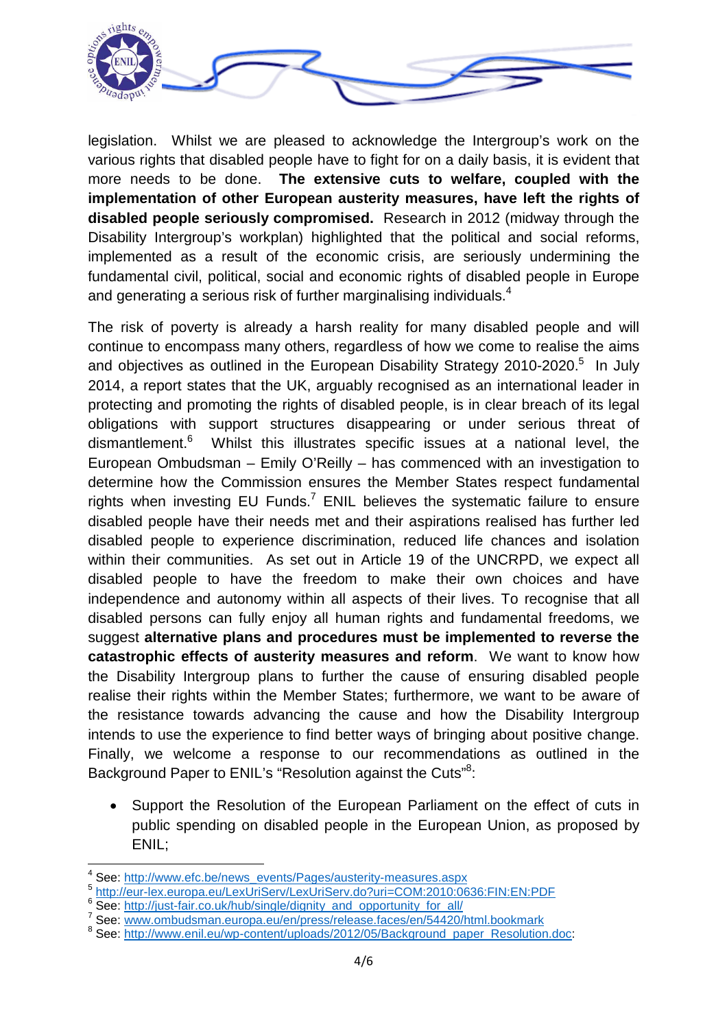legislation. Whilst we are pleased to acknowledge the Intergroup's work on the various rights that disabled people have to fight for on a daily basis, it is evident that more needs to be done. **The extensive cuts to welfare, coupled with the implementation of other European austerity measures, have left the rights of disabled people seriously compromised.** Research in 2012 (midway through the Disability Intergroup's workplan) highlighted that the political and social reforms, implemented as a result of the economic crisis, are seriously undermining the fundamental civil, political, social and economic rights of disabled people in Europe and generating a serious risk of further marginalising individuals.[4]

The risk of poverty is already a harsh reality for many disabled people and will continue to encompass many others, regardless of how we come to realise the aims and objectives as outlined in the European Disability Strategy 2010-2020.[5] In July 2014, a report states that the UK, arguably recognised as an international leader in protecting and promoting the rights of disabled people, is in clear breach of its legal obligations with support structures disappearing or under serious threat of dismantlement.[6] Whilst this illustrates specific issues at a national level, the European Ombudsman – Emily O'Reilly – has commenced with an investigation to determine how the Commission ensures the Member States respect fundamental rights when investing EU Funds.[7] ENIL believes the systematic failure to ensure disabled people have their needs met and their aspirations realised has further led disabled people to experience discrimination, reduced life chances and isolation within their communities. As set out in Article 19 of the UNCRPD, we expect all disabled people to have the freedom to make their own choices and have independence and autonomy within all aspects of their lives. To recognise that all disabled persons can fully enjoy all human rights and fundamental freedoms, we suggest **alternative plans and procedures must be implemented to reverse the catastrophic effects of austerity measures and reform**. We want to know how the Disability Intergroup plans to further the cause of ensuring disabled people realise their rights within the Member States; furthermore, we want to be aware of the resistance towards advancing the cause and how the Disability Intergroup intends to use the experience to find better ways of bringing about positive change. Finally, we welcome a response to our recommendations as outlined in the Background Paper to ENIL's "Resolution against the Cuts"[8]:

- Support the Resolution of the European Parliament on the effect of cuts in public spending on disabled people in the European Union, as proposed by ENIL;

---

[4] See: http://www.efc.be/news_events/Pages/austerity-measures.aspx
[5] http://eur-lex.europa.eu/LexUriServ/LexUriServ.do?uri=COM:2010:0636:FIN:EN:PDF
[6] See: http://just-fair.co.uk/hub/single/dignity_and_opportunity_for_all/
[7] See: www.ombudsman.europa.eu/en/press/release.faces/en/54420/html.bookmark
[8] See: http://www.enil.eu/wp-content/uploads/2012/05/Background_paper_Resolution.doc: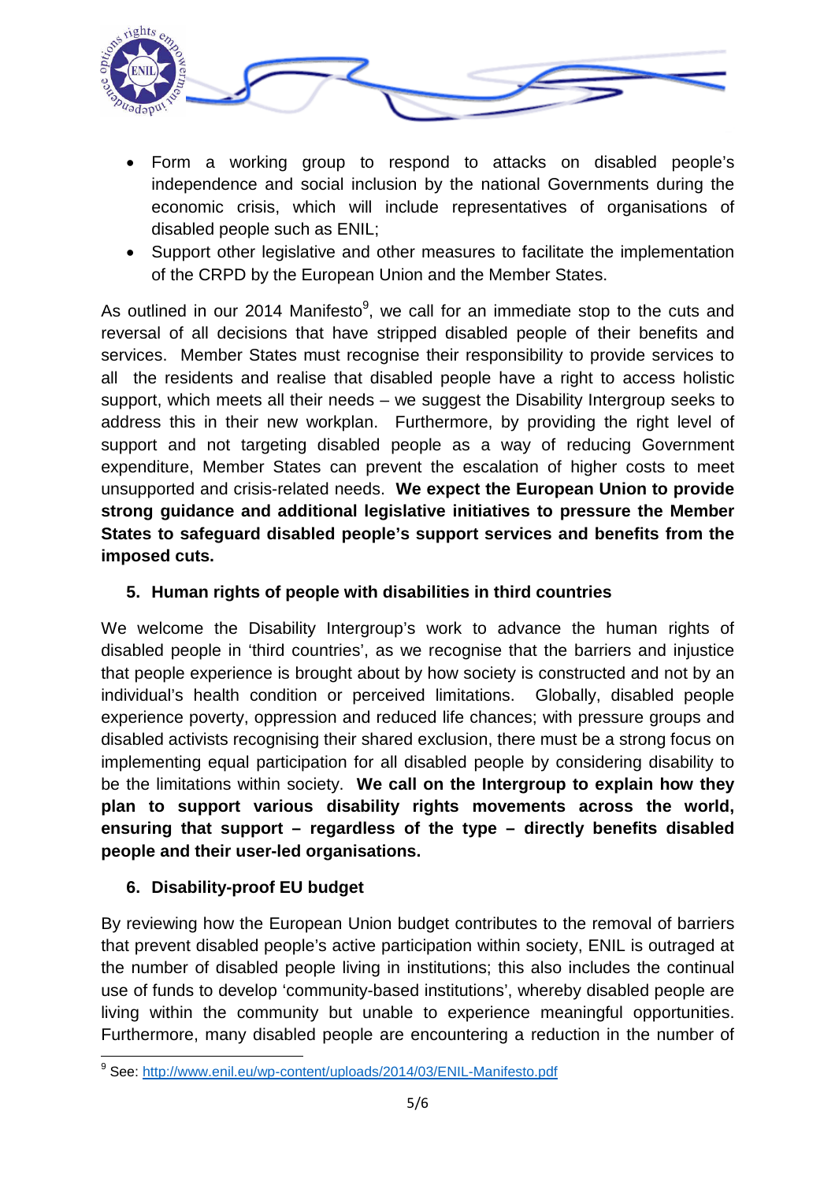- Form a working group to respond to attacks on disabled people's independence and social inclusion by the national Governments during the economic crisis, which will include representatives of organisations of disabled people such as ENIL;
- Support other legislative and other measures to facilitate the implementation of the CRPD by the European Union and the Member States.

As outlined in our 2014 Manifesto[9], we call for an immediate stop to the cuts and reversal of all decisions that have stripped disabled people of their benefits and services. Member States must recognise their responsibility to provide services to all the residents and realise that disabled people have a right to access holistic support, which meets all their needs – we suggest the Disability Intergroup seeks to address this in their new workplan. Furthermore, by providing the right level of support and not targeting disabled people as a way of reducing Government expenditure, Member States can prevent the escalation of higher costs to meet unsupported and crisis-related needs. **We expect the European Union to provide strong guidance and additional legislative initiatives to pressure the Member States to safeguard disabled people's support services and benefits from the imposed cuts.**

## 5. Human rights of people with disabilities in third countries

We welcome the Disability Intergroup's work to advance the human rights of disabled people in 'third countries', as we recognise that the barriers and injustice that people experience is brought about by how society is constructed and not by an individual's health condition or perceived limitations. Globally, disabled people experience poverty, oppression and reduced life chances; with pressure groups and disabled activists recognising their shared exclusion, there must be a strong focus on implementing equal participation for all disabled people by considering disability to be the limitations within society. **We call on the Intergroup to explain how they plan to support various disability rights movements across the world, ensuring that support – regardless of the type – directly benefits disabled people and their user-led organisations.**

## 6. Disability-proof EU budget

By reviewing how the European Union budget contributes to the removal of barriers that prevent disabled people's active participation within society, ENIL is outraged at the number of disabled people living in institutions; this also includes the continual use of funds to develop 'community-based institutions', whereby disabled people are living within the community but unable to experience meaningful opportunities. Furthermore, many disabled people are encountering a reduction in the number of

---

[9] See: http://www.enil.eu/wp-content/uploads/2014/03/ENIL-Manifesto.pdf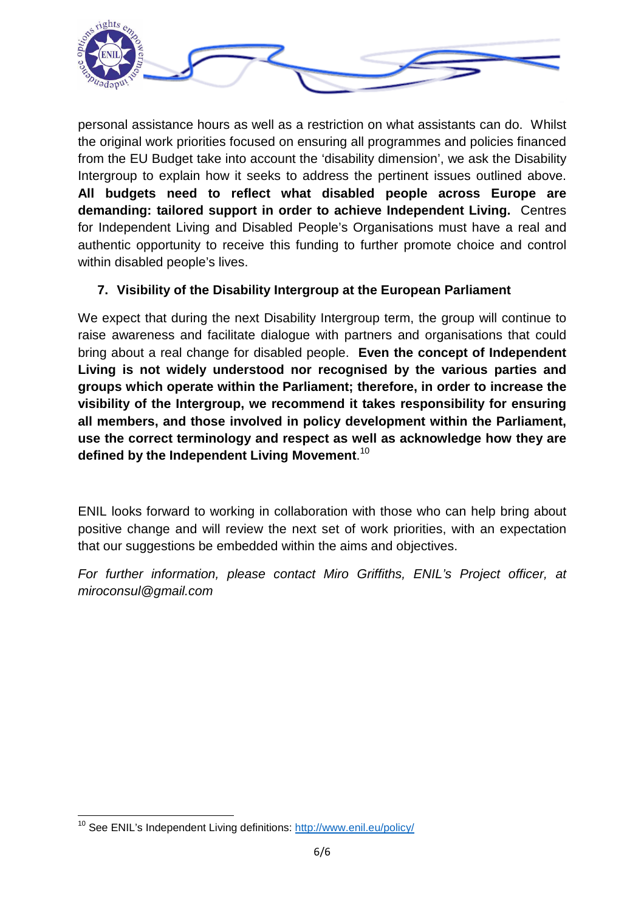personal assistance hours as well as a restriction on what assistants can do. Whilst the original work priorities focused on ensuring all programmes and policies financed from the EU Budget take into account the 'disability dimension', we ask the Disability Intergroup to explain how it seeks to address the pertinent issues outlined above. **All budgets need to reflect what disabled people across Europe are demanding: tailored support in order to achieve Independent Living.** Centres for Independent Living and Disabled People's Organisations must have a real and authentic opportunity to receive this funding to further promote choice and control within disabled people's lives.

## 7. Visibility of the Disability Intergroup at the European Parliament

We expect that during the next Disability Intergroup term, the group will continue to raise awareness and facilitate dialogue with partners and organisations that could bring about a real change for disabled people. **Even the concept of Independent Living is not widely understood nor recognised by the various parties and groups which operate within the Parliament; therefore, in order to increase the visibility of the Intergroup, we recommend it takes responsibility for ensuring all members, and those involved in policy development within the Parliament, use the correct terminology and respect as well as acknowledge how they are defined by the Independent Living Movement**.[10]

ENIL looks forward to working in collaboration with those who can help bring about positive change and will review the next set of work priorities, with an expectation that our suggestions be embedded within the aims and objectives.

*For further information, please contact Miro Griffiths, ENIL's Project officer, at miroconsul@gmail.com*

---

[10] See ENIL's Independent Living definitions: http://www.enil.eu/policy/